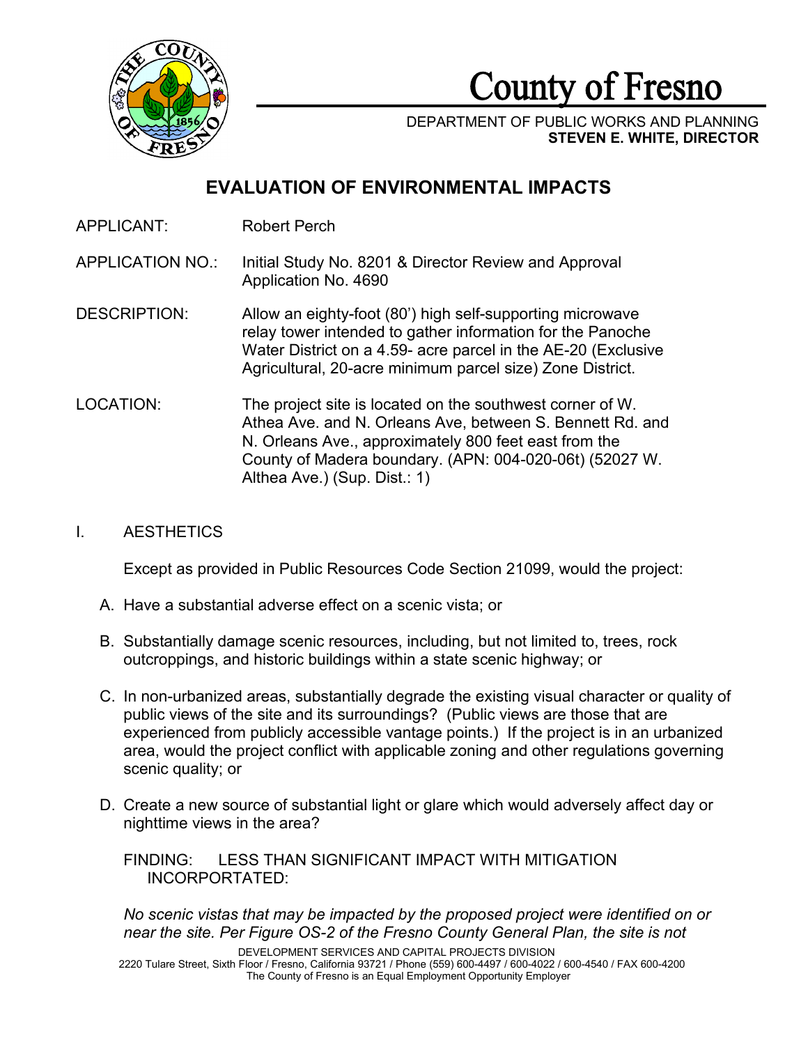# County of Fresno

DEPARTMENT OF PUBLIC WORKS AND PLANNING
**STEVEN E. WHITE, DIRECTOR**

## EVALUATION OF ENVIRONMENTAL IMPACTS

APPLICANT: Robert Perch

APPLICATION NO.: Initial Study No. 8201 & Director Review and Approval Application No. 4690

DESCRIPTION: Allow an eighty-foot (80') high self-supporting microwave relay tower intended to gather information for the Panoche Water District on a 4.59- acre parcel in the AE-20 (Exclusive Agricultural, 20-acre minimum parcel size) Zone District.

LOCATION: The project site is located on the southwest corner of W. Athea Ave. and N. Orleans Ave, between S. Bennett Rd. and N. Orleans Ave., approximately 800 feet east from the County of Madera boundary. (APN: 004-020-06t) (52027 W. Althea Ave.) (Sup. Dist.: 1)

I. AESTHETICS

Except as provided in Public Resources Code Section 21099, would the project:

A. Have a substantial adverse effect on a scenic vista; or

B. Substantially damage scenic resources, including, but not limited to, trees, rock outcroppings, and historic buildings within a state scenic highway; or

C. In non-urbanized areas, substantially degrade the existing visual character or quality of public views of the site and its surroundings? (Public views are those that are experienced from publicly accessible vantage points.) If the project is in an urbanized area, would the project conflict with applicable zoning and other regulations governing scenic quality; or

D. Create a new source of substantial light or glare which would adversely affect day or nighttime views in the area?

FINDING: LESS THAN SIGNIFICANT IMPACT WITH MITIGATION INCORPORATED:

*No scenic vistas that may be impacted by the proposed project were identified on or near the site. Per Figure OS-2 of the Fresno County General Plan, the site is not*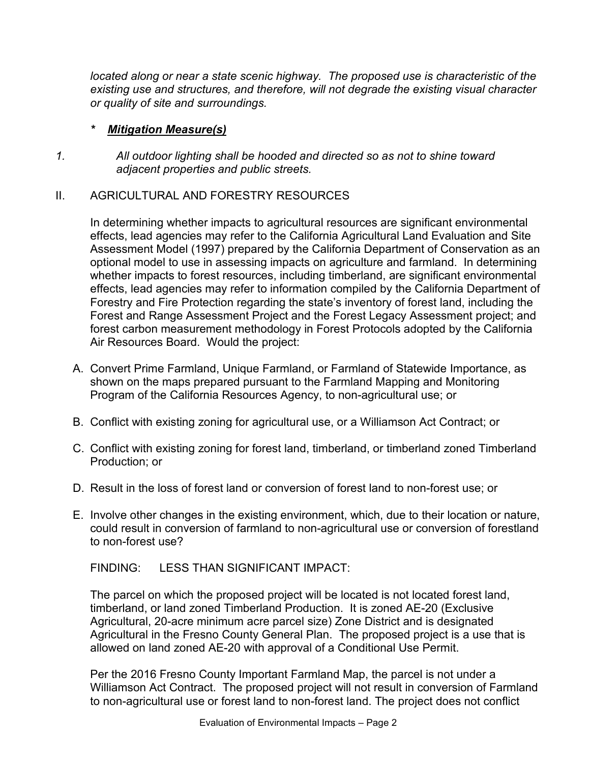*located along or near a state scenic highway. The proposed use is characteristic of the existing use and structures, and therefore, will not degrade the existing visual character or quality of site and surroundings.*

*\* **Mitigation Measure(s)***

1. *All outdoor lighting shall be hooded and directed so as not to shine toward adjacent properties and public streets.*

## II. AGRICULTURAL AND FORESTRY RESOURCES

In determining whether impacts to agricultural resources are significant environmental effects, lead agencies may refer to the California Agricultural Land Evaluation and Site Assessment Model (1997) prepared by the California Department of Conservation as an optional model to use in assessing impacts on agriculture and farmland. In determining whether impacts to forest resources, including timberland, are significant environmental effects, lead agencies may refer to information compiled by the California Department of Forestry and Fire Protection regarding the state's inventory of forest land, including the Forest and Range Assessment Project and the Forest Legacy Assessment project; and forest carbon measurement methodology in Forest Protocols adopted by the California Air Resources Board. Would the project:

A. Convert Prime Farmland, Unique Farmland, or Farmland of Statewide Importance, as shown on the maps prepared pursuant to the Farmland Mapping and Monitoring Program of the California Resources Agency, to non-agricultural use; or

B. Conflict with existing zoning for agricultural use, or a Williamson Act Contract; or

C. Conflict with existing zoning for forest land, timberland, or timberland zoned Timberland Production; or

D. Result in the loss of forest land or conversion of forest land to non-forest use; or

E. Involve other changes in the existing environment, which, due to their location or nature, could result in conversion of farmland to non-agricultural use or conversion of forestland to non-forest use?

FINDING: LESS THAN SIGNIFICANT IMPACT:

The parcel on which the proposed project will be located is not located forest land, timberland, or land zoned Timberland Production. It is zoned AE-20 (Exclusive Agricultural, 20-acre minimum acre parcel size) Zone District and is designated Agricultural in the Fresno County General Plan. The proposed project is a use that is allowed on land zoned AE-20 with approval of a Conditional Use Permit.

Per the 2016 Fresno County Important Farmland Map, the parcel is not under a Williamson Act Contract. The proposed project will not result in conversion of Farmland to non-agricultural use or forest land to non-forest land. The project does not conflict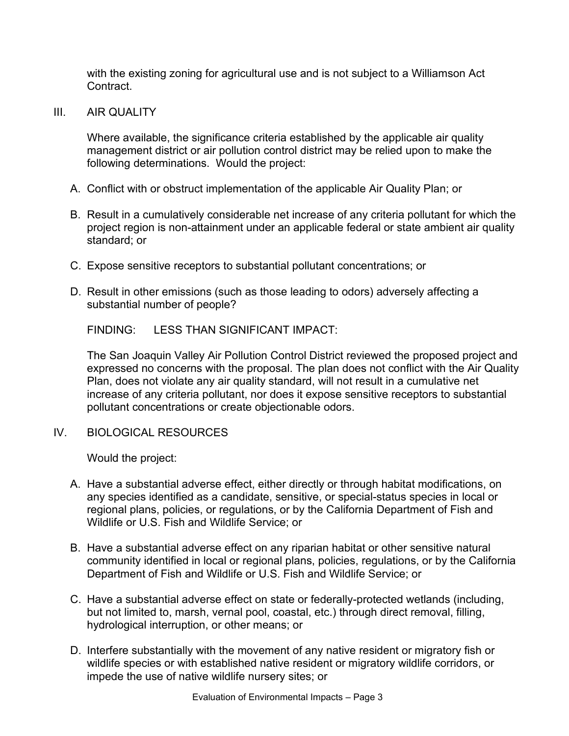with the existing zoning for agricultural use and is not subject to a Williamson Act Contract.

## III. AIR QUALITY

Where available, the significance criteria established by the applicable air quality management district or air pollution control district may be relied upon to make the following determinations. Would the project:

A. Conflict with or obstruct implementation of the applicable Air Quality Plan; or

B. Result in a cumulatively considerable net increase of any criteria pollutant for which the project region is non-attainment under an applicable federal or state ambient air quality standard; or

C. Expose sensitive receptors to substantial pollutant concentrations; or

D. Result in other emissions (such as those leading to odors) adversely affecting a substantial number of people?

FINDING: LESS THAN SIGNIFICANT IMPACT:

The San Joaquin Valley Air Pollution Control District reviewed the proposed project and expressed no concerns with the proposal. The plan does not conflict with the Air Quality Plan, does not violate any air quality standard, will not result in a cumulative net increase of any criteria pollutant, nor does it expose sensitive receptors to substantial pollutant concentrations or create objectionable odors.

## IV. BIOLOGICAL RESOURCES

Would the project:

A. Have a substantial adverse effect, either directly or through habitat modifications, on any species identified as a candidate, sensitive, or special-status species in local or regional plans, policies, or regulations, or by the California Department of Fish and Wildlife or U.S. Fish and Wildlife Service; or

B. Have a substantial adverse effect on any riparian habitat or other sensitive natural community identified in local or regional plans, policies, regulations, or by the California Department of Fish and Wildlife or U.S. Fish and Wildlife Service; or

C. Have a substantial adverse effect on state or federally-protected wetlands (including, but not limited to, marsh, vernal pool, coastal, etc.) through direct removal, filling, hydrological interruption, or other means; or

D. Interfere substantially with the movement of any native resident or migratory fish or wildlife species or with established native resident or migratory wildlife corridors, or impede the use of native wildlife nursery sites; or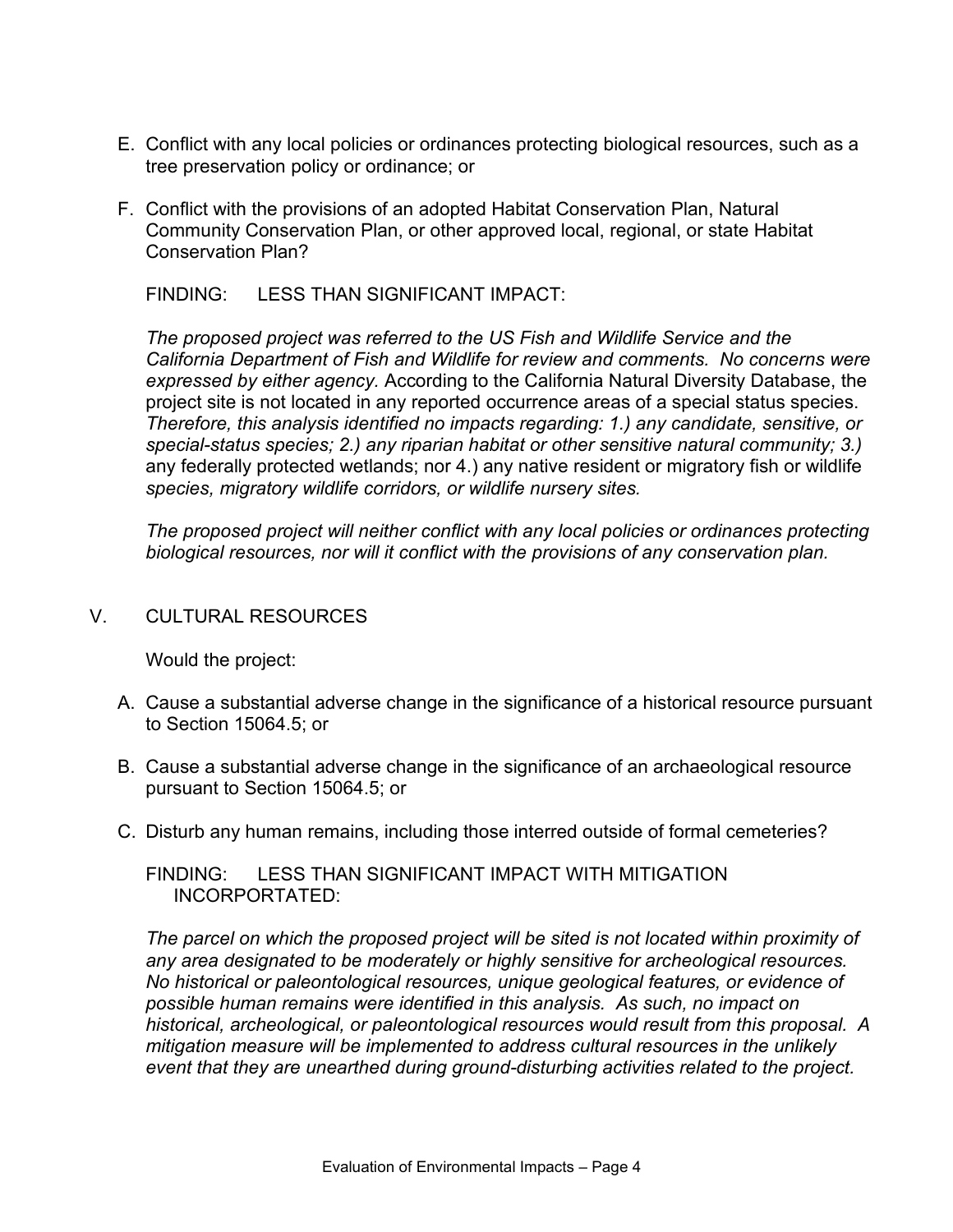E. Conflict with any local policies or ordinances protecting biological resources, such as a tree preservation policy or ordinance; or

F. Conflict with the provisions of an adopted Habitat Conservation Plan, Natural Community Conservation Plan, or other approved local, regional, or state Habitat Conservation Plan?

FINDING: LESS THAN SIGNIFICANT IMPACT:

*The proposed project was referred to the US Fish and Wildlife Service and the California Department of Fish and Wildlife for review and comments. No concerns were expressed by either agency.* According to the California Natural Diversity Database, the project site is not located in any reported occurrence areas of a special status species. *Therefore, this analysis identified no impacts regarding: 1.) any candidate, sensitive, or special-status species; 2.) any riparian habitat or other sensitive natural community; 3.)* any federally protected wetlands; nor 4.) any native resident or migratory fish or wildlife *species, migratory wildlife corridors, or wildlife nursery sites.*

*The proposed project will neither conflict with any local policies or ordinances protecting biological resources, nor will it conflict with the provisions of any conservation plan.*

## V. CULTURAL RESOURCES

Would the project:

A. Cause a substantial adverse change in the significance of a historical resource pursuant to Section 15064.5; or

B. Cause a substantial adverse change in the significance of an archaeological resource pursuant to Section 15064.5; or

C. Disturb any human remains, including those interred outside of formal cemeteries?

FINDING: LESS THAN SIGNIFICANT IMPACT WITH MITIGATION INCORPORTATED:

*The parcel on which the proposed project will be sited is not located within proximity of any area designated to be moderately or highly sensitive for archeological resources. No historical or paleontological resources, unique geological features, or evidence of possible human remains were identified in this analysis. As such, no impact on historical, archeological, or paleontological resources would result from this proposal. A mitigation measure will be implemented to address cultural resources in the unlikely event that they are unearthed during ground-disturbing activities related to the project.*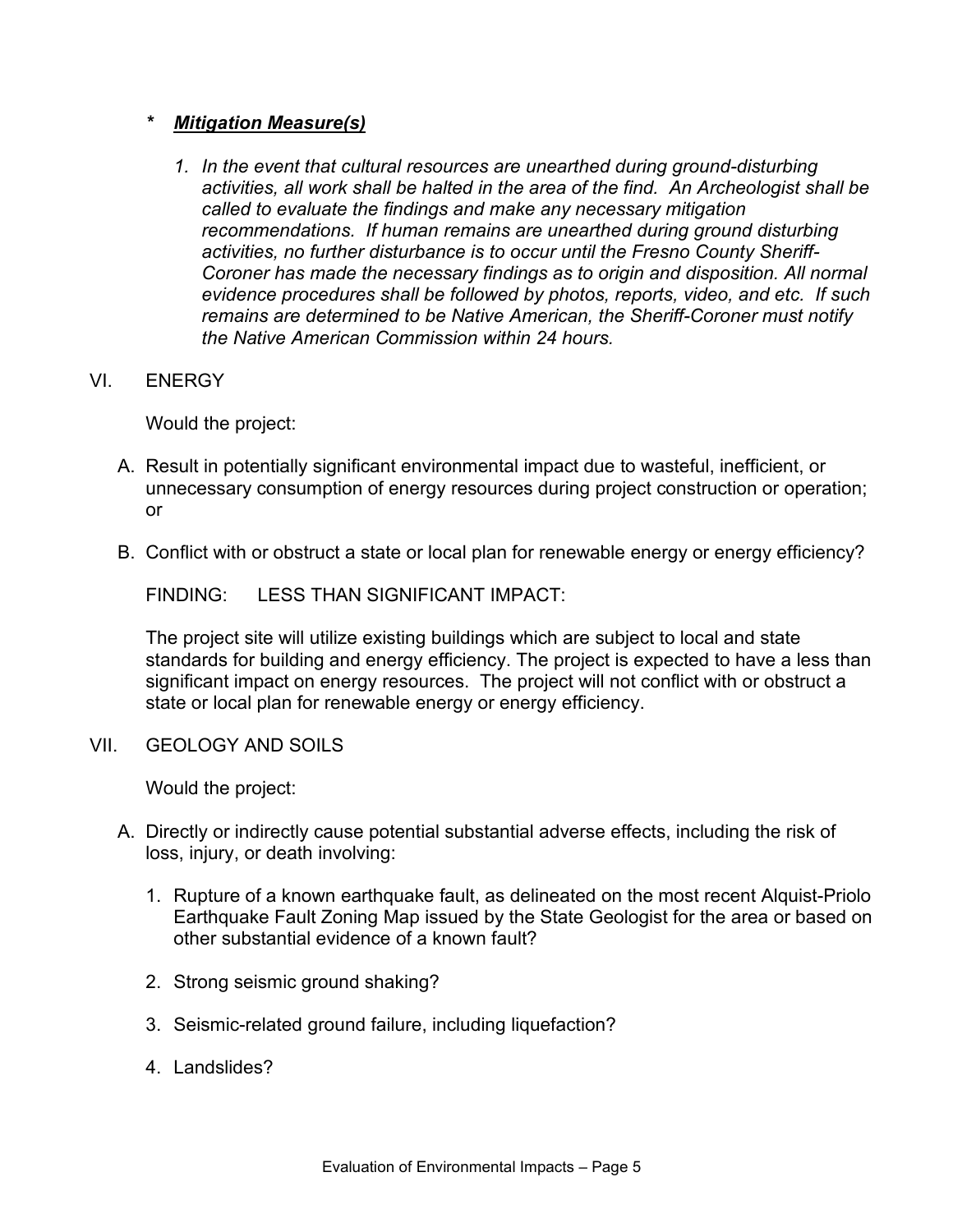*   ***Mitigation Measure(s)***

    1. *In the event that cultural resources are unearthed during ground-disturbing activities, all work shall be halted in the area of the find. An Archeologist shall be called to evaluate the findings and make any necessary mitigation recommendations. If human remains are unearthed during ground disturbing activities, no further disturbance is to occur until the Fresno County Sheriff-Coroner has made the necessary findings as to origin and disposition. All normal evidence procedures shall be followed by photos, reports, video, and etc. If such remains are determined to be Native American, the Sheriff-Coroner must notify the Native American Commission within 24 hours.*

VI. ENERGY

Would the project:

A. Result in potentially significant environmental impact due to wasteful, inefficient, or unnecessary consumption of energy resources during project construction or operation; or

B. Conflict with or obstruct a state or local plan for renewable energy or energy efficiency?

FINDING: LESS THAN SIGNIFICANT IMPACT:

The project site will utilize existing buildings which are subject to local and state standards for building and energy efficiency. The project is expected to have a less than significant impact on energy resources. The project will not conflict with or obstruct a state or local plan for renewable energy or energy efficiency.

VII. GEOLOGY AND SOILS

Would the project:

A. Directly or indirectly cause potential substantial adverse effects, including the risk of loss, injury, or death involving:

    1. Rupture of a known earthquake fault, as delineated on the most recent Alquist-Priolo Earthquake Fault Zoning Map issued by the State Geologist for the area or based on other substantial evidence of a known fault?

    2. Strong seismic ground shaking?

    3. Seismic-related ground failure, including liquefaction?

    4. Landslides?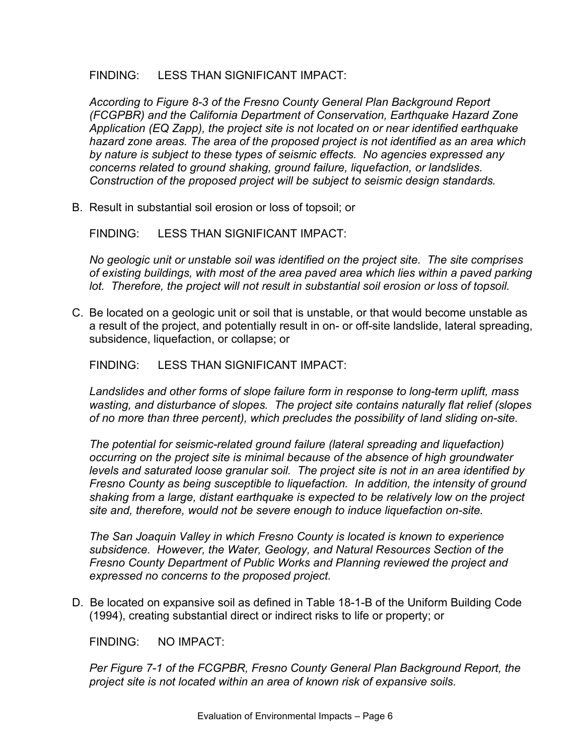FINDING: LESS THAN SIGNIFICANT IMPACT:

*According to Figure 8-3 of the Fresno County General Plan Background Report (FCGPBR) and the California Department of Conservation, Earthquake Hazard Zone Application (EQ Zapp), the project site is not located on or near identified earthquake hazard zone areas. The area of the proposed project is not identified as an area which by nature is subject to these types of seismic effects. No agencies expressed any concerns related to ground shaking, ground failure, liquefaction, or landslides. Construction of the proposed project will be subject to seismic design standards.*

B. Result in substantial soil erosion or loss of topsoil; or

FINDING: LESS THAN SIGNIFICANT IMPACT:

*No geologic unit or unstable soil was identified on the project site. The site comprises of existing buildings, with most of the area paved area which lies within a paved parking lot. Therefore, the project will not result in substantial soil erosion or loss of topsoil.*

C. Be located on a geologic unit or soil that is unstable, or that would become unstable as a result of the project, and potentially result in on- or off-site landslide, lateral spreading, subsidence, liquefaction, or collapse; or

FINDING: LESS THAN SIGNIFICANT IMPACT:

*Landslides and other forms of slope failure form in response to long-term uplift, mass wasting, and disturbance of slopes. The project site contains naturally flat relief (slopes of no more than three percent), which precludes the possibility of land sliding on-site.*

*The potential for seismic-related ground failure (lateral spreading and liquefaction) occurring on the project site is minimal because of the absence of high groundwater levels and saturated loose granular soil. The project site is not in an area identified by Fresno County as being susceptible to liquefaction. In addition, the intensity of ground shaking from a large, distant earthquake is expected to be relatively low on the project site and, therefore, would not be severe enough to induce liquefaction on-site.*

*The San Joaquin Valley in which Fresno County is located is known to experience subsidence. However, the Water, Geology, and Natural Resources Section of the Fresno County Department of Public Works and Planning reviewed the project and expressed no concerns to the proposed project.*

D. Be located on expansive soil as defined in Table 18-1-B of the Uniform Building Code (1994), creating substantial direct or indirect risks to life or property; or

FINDING: NO IMPACT:

*Per Figure 7-1 of the FCGPBR, Fresno County General Plan Background Report, the project site is not located within an area of known risk of expansive soils.*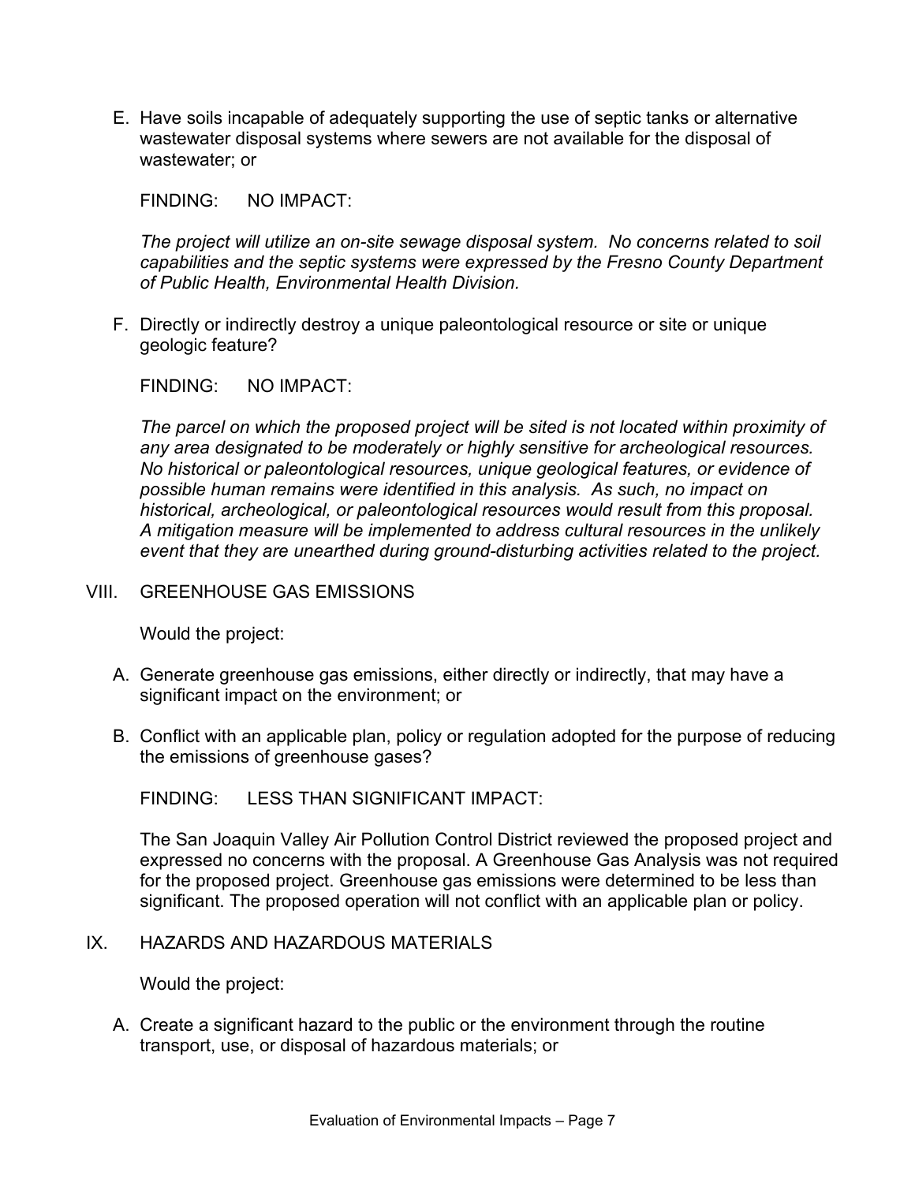E. Have soils incapable of adequately supporting the use of septic tanks or alternative wastewater disposal systems where sewers are not available for the disposal of wastewater; or

FINDING: NO IMPACT:

*The project will utilize an on-site sewage disposal system. No concerns related to soil capabilities and the septic systems were expressed by the Fresno County Department of Public Health, Environmental Health Division.*

F. Directly or indirectly destroy a unique paleontological resource or site or unique geologic feature?

FINDING: NO IMPACT:

*The parcel on which the proposed project will be sited is not located within proximity of any area designated to be moderately or highly sensitive for archeological resources. No historical or paleontological resources, unique geological features, or evidence of possible human remains were identified in this analysis. As such, no impact on historical, archeological, or paleontological resources would result from this proposal. A mitigation measure will be implemented to address cultural resources in the unlikely event that they are unearthed during ground-disturbing activities related to the project.*

## VIII. GREENHOUSE GAS EMISSIONS

Would the project:

A. Generate greenhouse gas emissions, either directly or indirectly, that may have a significant impact on the environment; or

B. Conflict with an applicable plan, policy or regulation adopted for the purpose of reducing the emissions of greenhouse gases?

FINDING: LESS THAN SIGNIFICANT IMPACT:

The San Joaquin Valley Air Pollution Control District reviewed the proposed project and expressed no concerns with the proposal. A Greenhouse Gas Analysis was not required for the proposed project. Greenhouse gas emissions were determined to be less than significant. The proposed operation will not conflict with an applicable plan or policy.

## IX. HAZARDS AND HAZARDOUS MATERIALS

Would the project:

A. Create a significant hazard to the public or the environment through the routine transport, use, or disposal of hazardous materials; or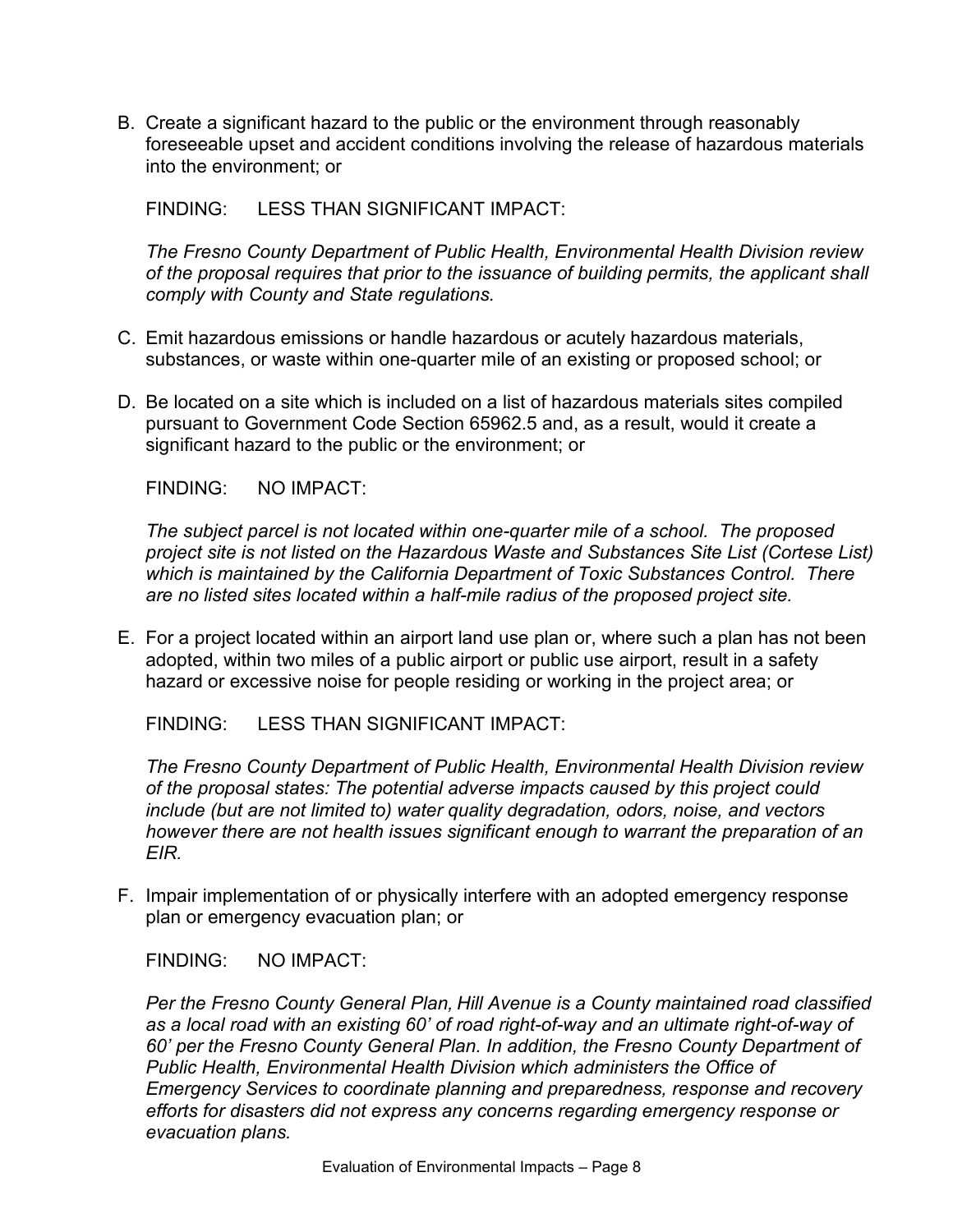B. Create a significant hazard to the public or the environment through reasonably foreseeable upset and accident conditions involving the release of hazardous materials into the environment; or

FINDING: LESS THAN SIGNIFICANT IMPACT:

*The Fresno County Department of Public Health, Environmental Health Division review of the proposal requires that prior to the issuance of building permits, the applicant shall comply with County and State regulations.*

C. Emit hazardous emissions or handle hazardous or acutely hazardous materials, substances, or waste within one-quarter mile of an existing or proposed school; or

D. Be located on a site which is included on a list of hazardous materials sites compiled pursuant to Government Code Section 65962.5 and, as a result, would it create a significant hazard to the public or the environment; or

FINDING: NO IMPACT:

*The subject parcel is not located within one-quarter mile of a school. The proposed project site is not listed on the Hazardous Waste and Substances Site List (Cortese List) which is maintained by the California Department of Toxic Substances Control. There are no listed sites located within a half-mile radius of the proposed project site.*

E. For a project located within an airport land use plan or, where such a plan has not been adopted, within two miles of a public airport or public use airport, result in a safety hazard or excessive noise for people residing or working in the project area; or

FINDING: LESS THAN SIGNIFICANT IMPACT:

*The Fresno County Department of Public Health, Environmental Health Division review of the proposal states: The potential adverse impacts caused by this project could include (but are not limited to) water quality degradation, odors, noise, and vectors however there are not health issues significant enough to warrant the preparation of an EIR.*

F. Impair implementation of or physically interfere with an adopted emergency response plan or emergency evacuation plan; or

FINDING: NO IMPACT:

*Per the Fresno County General Plan, Hill Avenue is a County maintained road classified as a local road with an existing 60' of road right-of-way and an ultimate right-of-way of 60' per the Fresno County General Plan. In addition, the Fresno County Department of Public Health, Environmental Health Division which administers the Office of Emergency Services to coordinate planning and preparedness, response and recovery efforts for disasters did not express any concerns regarding emergency response or evacuation plans.*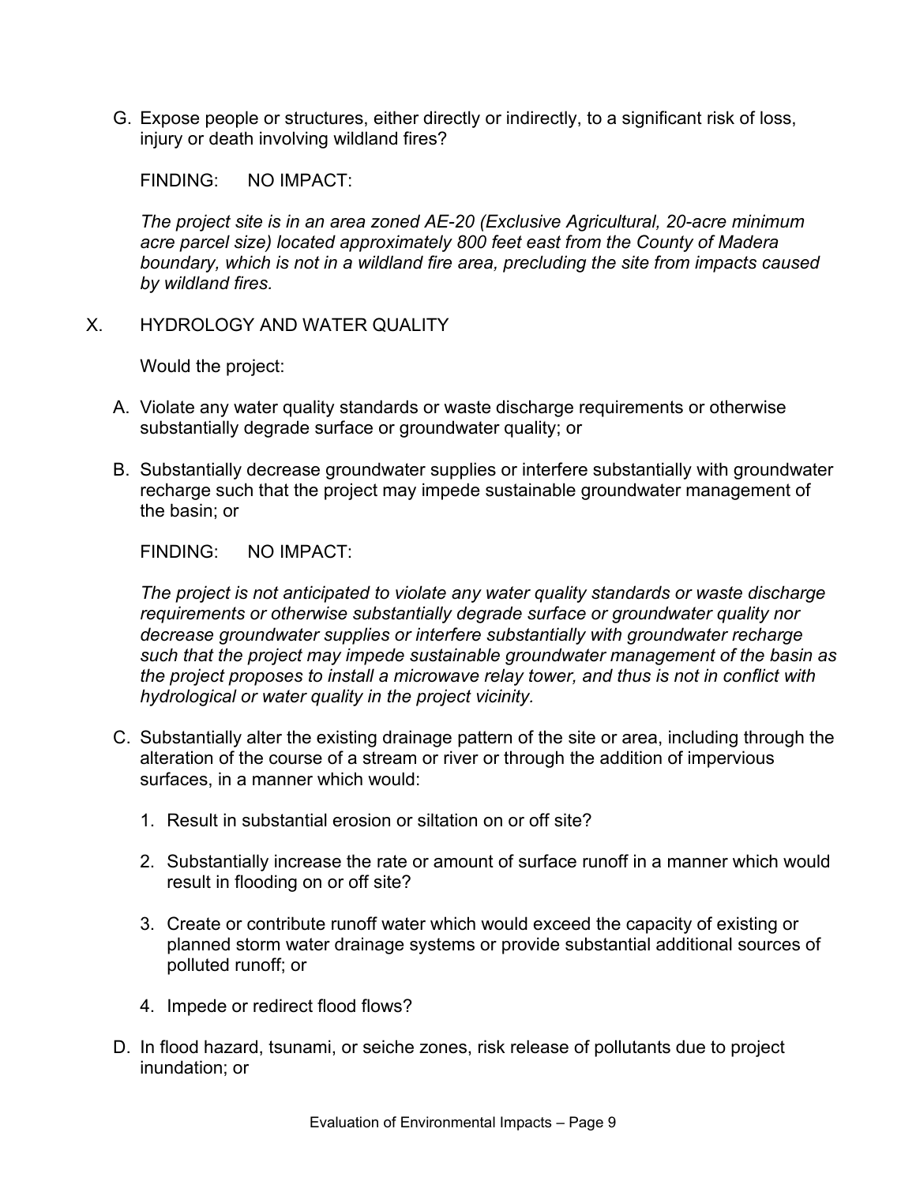G. Expose people or structures, either directly or indirectly, to a significant risk of loss, injury or death involving wildland fires?

FINDING: NO IMPACT:

*The project site is in an area zoned AE-20 (Exclusive Agricultural, 20-acre minimum acre parcel size) located approximately 800 feet east from the County of Madera boundary, which is not in a wildland fire area, precluding the site from impacts caused by wildland fires.*

## X. HYDROLOGY AND WATER QUALITY

Would the project:

A. Violate any water quality standards or waste discharge requirements or otherwise substantially degrade surface or groundwater quality; or

B. Substantially decrease groundwater supplies or interfere substantially with groundwater recharge such that the project may impede sustainable groundwater management of the basin; or

FINDING: NO IMPACT:

*The project is not anticipated to violate any water quality standards or waste discharge requirements or otherwise substantially degrade surface or groundwater quality nor decrease groundwater supplies or interfere substantially with groundwater recharge such that the project may impede sustainable groundwater management of the basin as the project proposes to install a microwave relay tower, and thus is not in conflict with hydrological or water quality in the project vicinity.*

C. Substantially alter the existing drainage pattern of the site or area, including through the alteration of the course of a stream or river or through the addition of impervious surfaces, in a manner which would:

1. Result in substantial erosion or siltation on or off site?

2. Substantially increase the rate or amount of surface runoff in a manner which would result in flooding on or off site?

3. Create or contribute runoff water which would exceed the capacity of existing or planned storm water drainage systems or provide substantial additional sources of polluted runoff; or

4. Impede or redirect flood flows?

D. In flood hazard, tsunami, or seiche zones, risk release of pollutants due to project inundation; or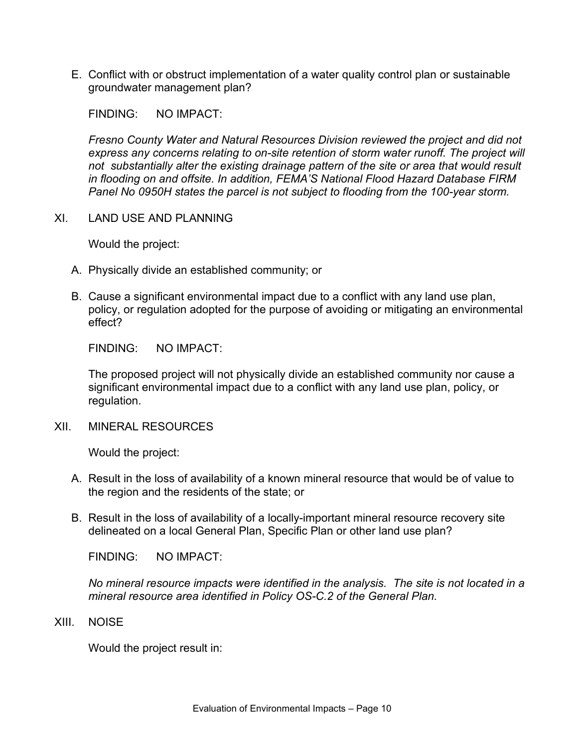E. Conflict with or obstruct implementation of a water quality control plan or sustainable groundwater management plan?

FINDING: NO IMPACT:

*Fresno County Water and Natural Resources Division reviewed the project and did not express any concerns relating to on-site retention of storm water runoff. The project will not substantially alter the existing drainage pattern of the site or area that would result in flooding on and offsite. In addition, FEMA'S National Flood Hazard Database FIRM Panel No 0950H states the parcel is not subject to flooding from the 100-year storm.*

## XI. LAND USE AND PLANNING

Would the project:

A. Physically divide an established community; or

B. Cause a significant environmental impact due to a conflict with any land use plan, policy, or regulation adopted for the purpose of avoiding or mitigating an environmental effect?

FINDING: NO IMPACT:

The proposed project will not physically divide an established community nor cause a significant environmental impact due to a conflict with any land use plan, policy, or regulation.

## XII. MINERAL RESOURCES

Would the project:

A. Result in the loss of availability of a known mineral resource that would be of value to the region and the residents of the state; or

B. Result in the loss of availability of a locally-important mineral resource recovery site delineated on a local General Plan, Specific Plan or other land use plan?

FINDING: NO IMPACT:

*No mineral resource impacts were identified in the analysis. The site is not located in a mineral resource area identified in Policy OS-C.2 of the General Plan.*

## XIII. NOISE

Would the project result in: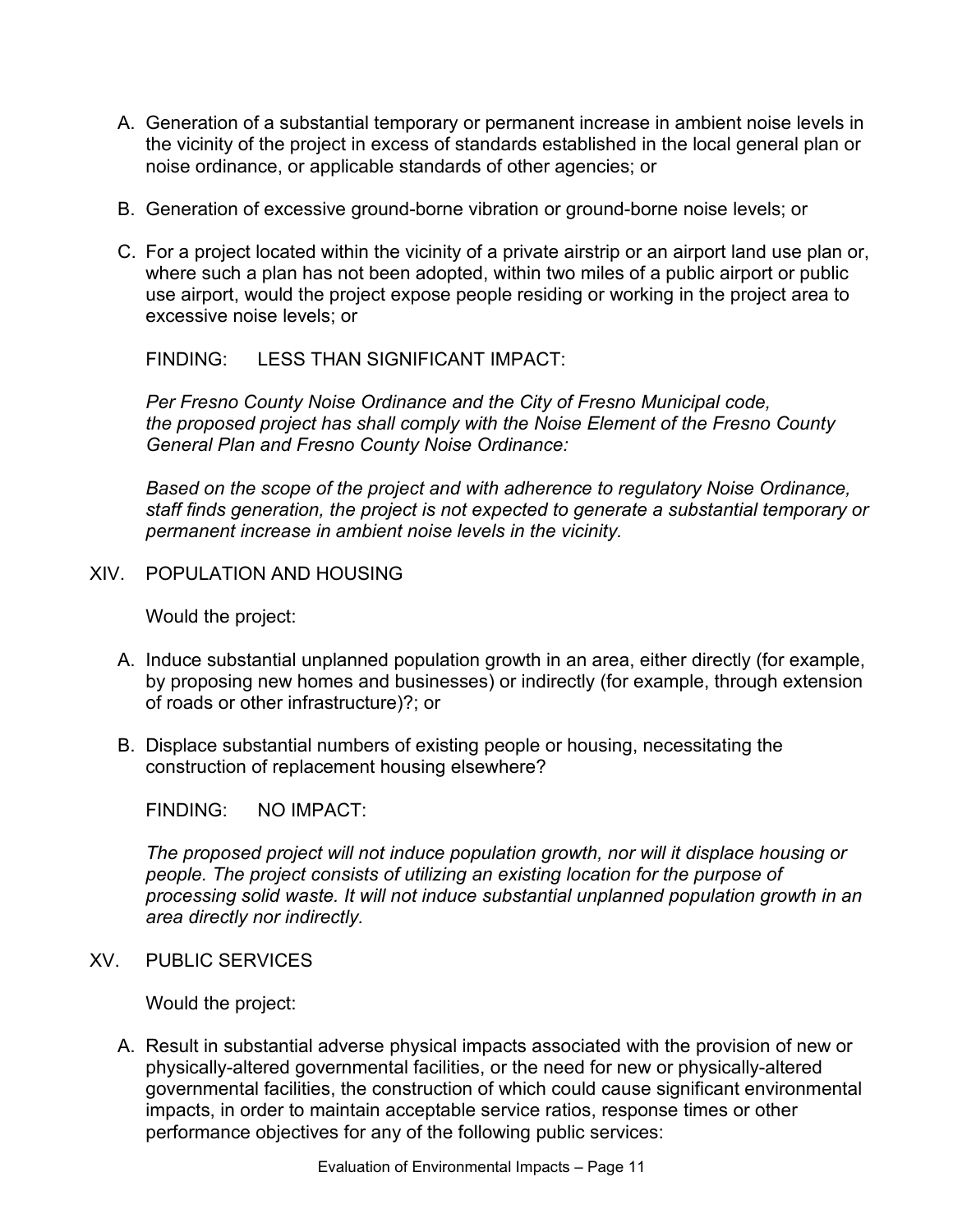A. Generation of a substantial temporary or permanent increase in ambient noise levels in the vicinity of the project in excess of standards established in the local general plan or noise ordinance, or applicable standards of other agencies; or

B. Generation of excessive ground-borne vibration or ground-borne noise levels; or

C. For a project located within the vicinity of a private airstrip or an airport land use plan or, where such a plan has not been adopted, within two miles of a public airport or public use airport, would the project expose people residing or working in the project area to excessive noise levels; or

FINDING: LESS THAN SIGNIFICANT IMPACT:

*Per Fresno County Noise Ordinance and the City of Fresno Municipal code, the proposed project has shall comply with the Noise Element of the Fresno County General Plan and Fresno County Noise Ordinance:*

*Based on the scope of the project and with adherence to regulatory Noise Ordinance, staff finds generation, the project is not expected to generate a substantial temporary or permanent increase in ambient noise levels in the vicinity.*

## XIV. POPULATION AND HOUSING

Would the project:

A. Induce substantial unplanned population growth in an area, either directly (for example, by proposing new homes and businesses) or indirectly (for example, through extension of roads or other infrastructure)?; or

B. Displace substantial numbers of existing people or housing, necessitating the construction of replacement housing elsewhere?

FINDING: NO IMPACT:

*The proposed project will not induce population growth, nor will it displace housing or people. The project consists of utilizing an existing location for the purpose of processing solid waste. It will not induce substantial unplanned population growth in an area directly nor indirectly.*

## XV. PUBLIC SERVICES

Would the project:

A. Result in substantial adverse physical impacts associated with the provision of new or physically-altered governmental facilities, or the need for new or physically-altered governmental facilities, the construction of which could cause significant environmental impacts, in order to maintain acceptable service ratios, response times or other performance objectives for any of the following public services: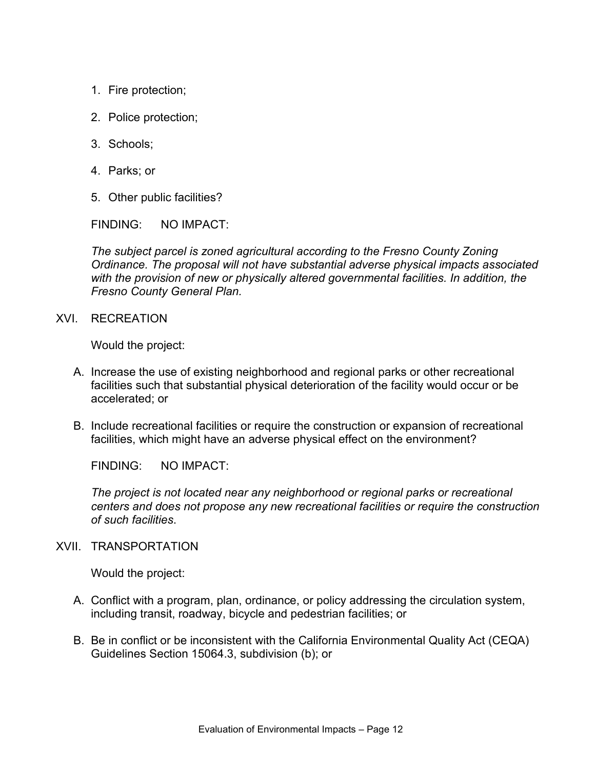1. Fire protection;
2. Police protection;
3. Schools;
4. Parks; or
5. Other public facilities?

FINDING: NO IMPACT:

*The subject parcel is zoned agricultural according to the Fresno County Zoning Ordinance. The proposal will not have substantial adverse physical impacts associated with the provision of new or physically altered governmental facilities. In addition, the Fresno County General Plan.*

## XVI. RECREATION

Would the project:

A. Increase the use of existing neighborhood and regional parks or other recreational facilities such that substantial physical deterioration of the facility would occur or be accelerated; or

B. Include recreational facilities or require the construction or expansion of recreational facilities, which might have an adverse physical effect on the environment?

FINDING: NO IMPACT:

*The project is not located near any neighborhood or regional parks or recreational centers and does not propose any new recreational facilities or require the construction of such facilities.*

## XVII. TRANSPORTATION

Would the project:

A. Conflict with a program, plan, ordinance, or policy addressing the circulation system, including transit, roadway, bicycle and pedestrian facilities; or

B. Be in conflict or be inconsistent with the California Environmental Quality Act (CEQA) Guidelines Section 15064.3, subdivision (b); or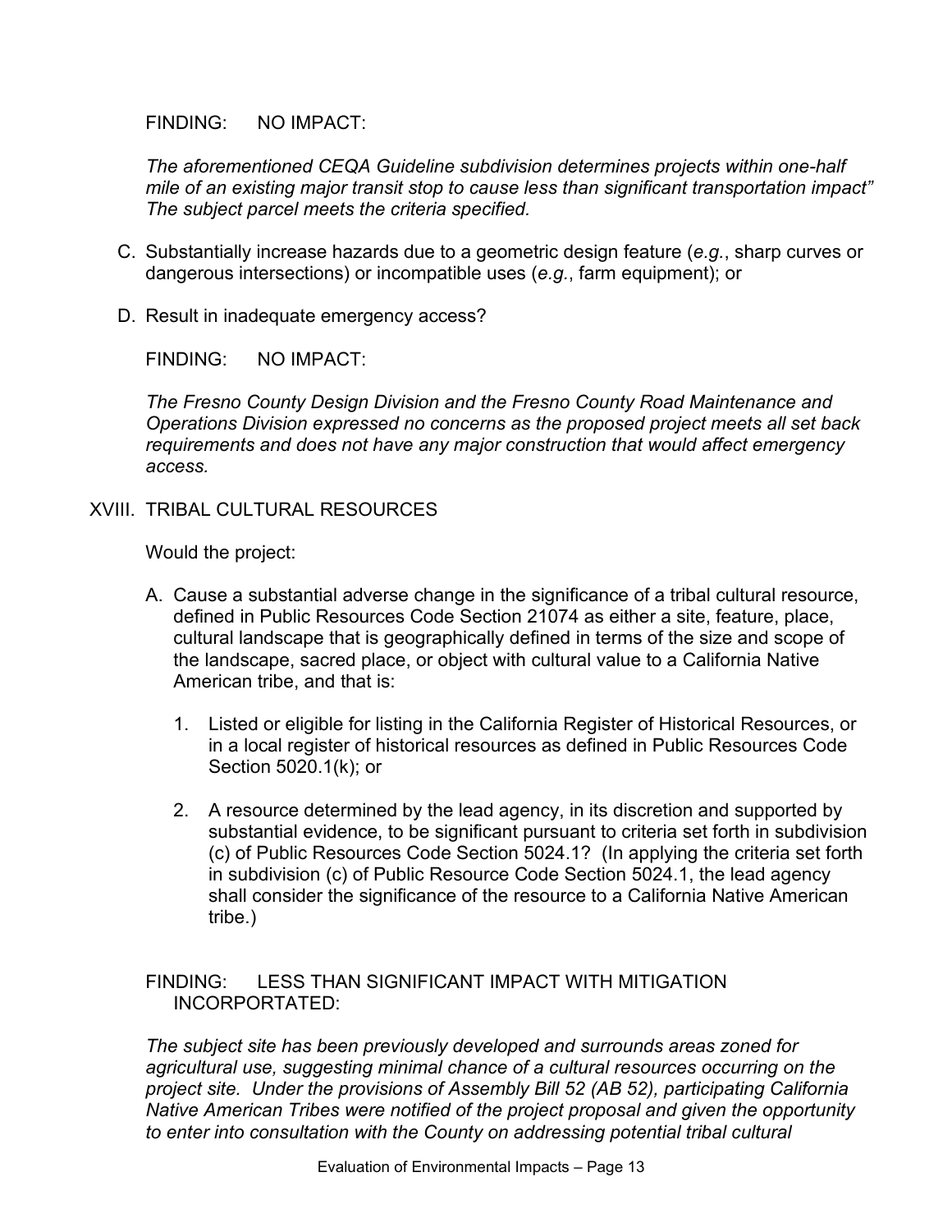FINDING: NO IMPACT:

*The aforementioned CEQA Guideline subdivision determines projects within one-half mile of an existing major transit stop to cause less than significant transportation impact" The subject parcel meets the criteria specified.*

C. Substantially increase hazards due to a geometric design feature (*e.g.*, sharp curves or dangerous intersections) or incompatible uses (*e.g.*, farm equipment); or

D. Result in inadequate emergency access?

FINDING: NO IMPACT:

*The Fresno County Design Division and the Fresno County Road Maintenance and Operations Division expressed no concerns as the proposed project meets all set back requirements and does not have any major construction that would affect emergency access.*

## XVIII. TRIBAL CULTURAL RESOURCES

Would the project:

A. Cause a substantial adverse change in the significance of a tribal cultural resource, defined in Public Resources Code Section 21074 as either a site, feature, place, cultural landscape that is geographically defined in terms of the size and scope of the landscape, sacred place, or object with cultural value to a California Native American tribe, and that is:

1. Listed or eligible for listing in the California Register of Historical Resources, or in a local register of historical resources as defined in Public Resources Code Section 5020.1(k); or

2. A resource determined by the lead agency, in its discretion and supported by substantial evidence, to be significant pursuant to criteria set forth in subdivision (c) of Public Resources Code Section 5024.1? (In applying the criteria set forth in subdivision (c) of Public Resource Code Section 5024.1, the lead agency shall consider the significance of the resource to a California Native American tribe.)

FINDING: LESS THAN SIGNIFICANT IMPACT WITH MITIGATION INCORPORTATED:

*The subject site has been previously developed and surrounds areas zoned for agricultural use, suggesting minimal chance of a cultural resources occurring on the project site. Under the provisions of Assembly Bill 52 (AB 52), participating California Native American Tribes were notified of the project proposal and given the opportunity to enter into consultation with the County on addressing potential tribal cultural*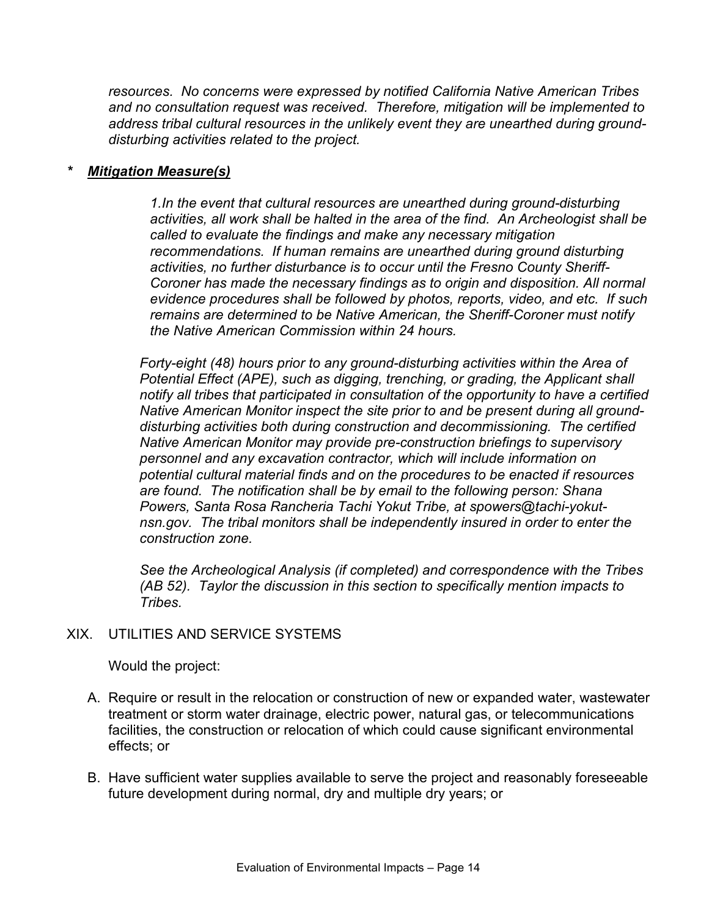*resources. No concerns were expressed by notified California Native American Tribes and no consultation request was received. Therefore, mitigation will be implemented to address tribal cultural resources in the unlikely event they are unearthed during ground-disturbing activities related to the project.*

**\* *Mitigation Measure(s)***

*1.In the event that cultural resources are unearthed during ground-disturbing activities, all work shall be halted in the area of the find. An Archeologist shall be called to evaluate the findings and make any necessary mitigation recommendations. If human remains are unearthed during ground disturbing activities, no further disturbance is to occur until the Fresno County Sheriff-Coroner has made the necessary findings as to origin and disposition. All normal evidence procedures shall be followed by photos, reports, video, and etc. If such remains are determined to be Native American, the Sheriff-Coroner must notify the Native American Commission within 24 hours.*

*Forty-eight (48) hours prior to any ground-disturbing activities within the Area of Potential Effect (APE), such as digging, trenching, or grading, the Applicant shall notify all tribes that participated in consultation of the opportunity to have a certified Native American Monitor inspect the site prior to and be present during all ground-disturbing activities both during construction and decommissioning. The certified Native American Monitor may provide pre-construction briefings to supervisory personnel and any excavation contractor, which will include information on potential cultural material finds and on the procedures to be enacted if resources are found. The notification shall be by email to the following person: Shana Powers, Santa Rosa Rancheria Tachi Yokut Tribe, at spowers@tachi-yokut-nsn.gov. The tribal monitors shall be independently insured in order to enter the construction zone.*

*See the Archeological Analysis (if completed) and correspondence with the Tribes (AB 52). Taylor the discussion in this section to specifically mention impacts to Tribes.*

## XIX. UTILITIES AND SERVICE SYSTEMS

Would the project:

A. Require or result in the relocation or construction of new or expanded water, wastewater treatment or storm water drainage, electric power, natural gas, or telecommunications facilities, the construction or relocation of which could cause significant environmental effects; or

B. Have sufficient water supplies available to serve the project and reasonably foreseeable future development during normal, dry and multiple dry years; or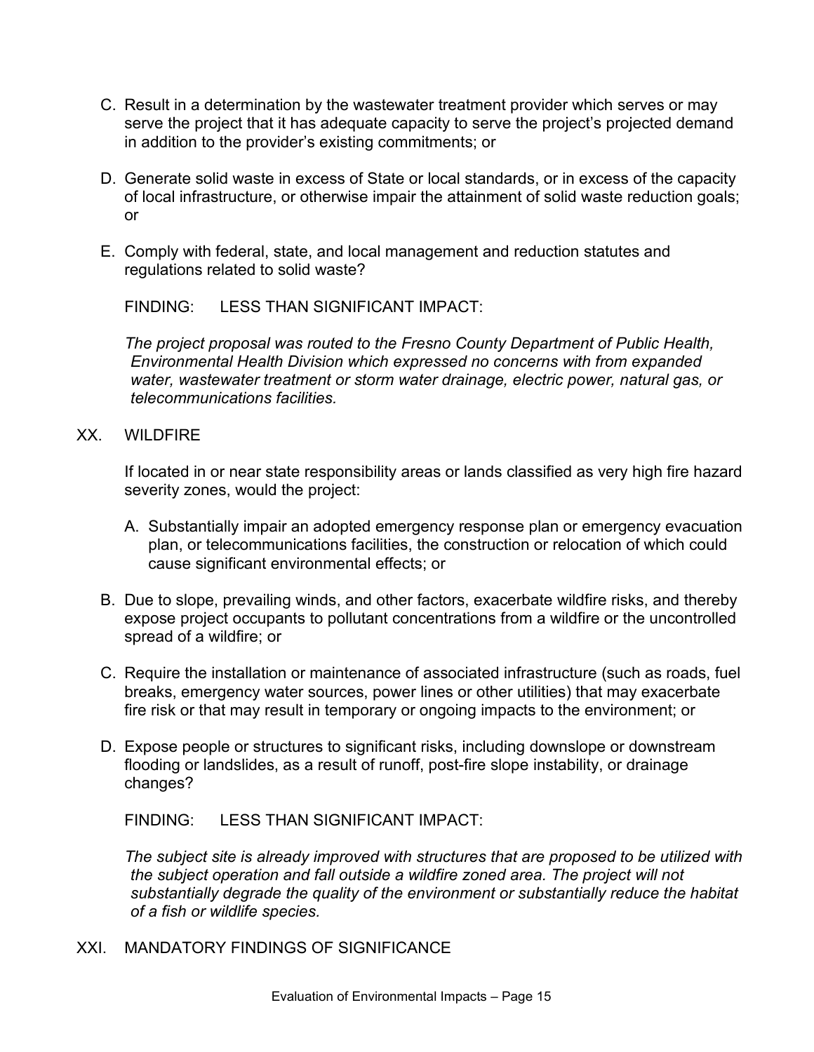C. Result in a determination by the wastewater treatment provider which serves or may serve the project that it has adequate capacity to serve the project's projected demand in addition to the provider's existing commitments; or

D. Generate solid waste in excess of State or local standards, or in excess of the capacity of local infrastructure, or otherwise impair the attainment of solid waste reduction goals; or

E. Comply with federal, state, and local management and reduction statutes and regulations related to solid waste?

FINDING: LESS THAN SIGNIFICANT IMPACT:

*The project proposal was routed to the Fresno County Department of Public Health, Environmental Health Division which expressed no concerns with from expanded water, wastewater treatment or storm water drainage, electric power, natural gas, or telecommunications facilities.*

## XX. WILDFIRE

If located in or near state responsibility areas or lands classified as very high fire hazard severity zones, would the project:

A. Substantially impair an adopted emergency response plan or emergency evacuation plan, or telecommunications facilities, the construction or relocation of which could cause significant environmental effects; or

B. Due to slope, prevailing winds, and other factors, exacerbate wildfire risks, and thereby expose project occupants to pollutant concentrations from a wildfire or the uncontrolled spread of a wildfire; or

C. Require the installation or maintenance of associated infrastructure (such as roads, fuel breaks, emergency water sources, power lines or other utilities) that may exacerbate fire risk or that may result in temporary or ongoing impacts to the environment; or

D. Expose people or structures to significant risks, including downslope or downstream flooding or landslides, as a result of runoff, post-fire slope instability, or drainage changes?

FINDING: LESS THAN SIGNIFICANT IMPACT:

*The subject site is already improved with structures that are proposed to be utilized with the subject operation and fall outside a wildfire zoned area. The project will not substantially degrade the quality of the environment or substantially reduce the habitat of a fish or wildlife species.*

## XXI. MANDATORY FINDINGS OF SIGNIFICANCE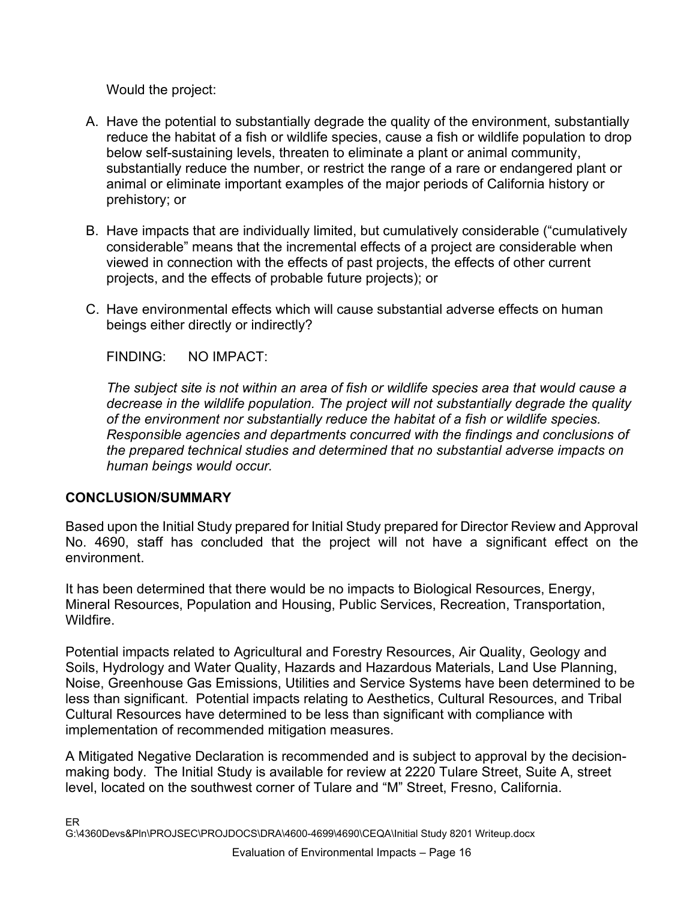Would the project:

A. Have the potential to substantially degrade the quality of the environment, substantially reduce the habitat of a fish or wildlife species, cause a fish or wildlife population to drop below self-sustaining levels, threaten to eliminate a plant or animal community, substantially reduce the number, or restrict the range of a rare or endangered plant or animal or eliminate important examples of the major periods of California history or prehistory; or

B. Have impacts that are individually limited, but cumulatively considerable ("cumulatively considerable" means that the incremental effects of a project are considerable when viewed in connection with the effects of past projects, the effects of other current projects, and the effects of probable future projects); or

C. Have environmental effects which will cause substantial adverse effects on human beings either directly or indirectly?

FINDING: NO IMPACT:

*The subject site is not within an area of fish or wildlife species area that would cause a decrease in the wildlife population. The project will not substantially degrade the quality of the environment nor substantially reduce the habitat of a fish or wildlife species. Responsible agencies and departments concurred with the findings and conclusions of the prepared technical studies and determined that no substantial adverse impacts on human beings would occur.*

## CONCLUSION/SUMMARY

Based upon the Initial Study prepared for Initial Study prepared for Director Review and Approval No. 4690, staff has concluded that the project will not have a significant effect on the environment.

It has been determined that there would be no impacts to Biological Resources, Energy, Mineral Resources, Population and Housing, Public Services, Recreation, Transportation, Wildfire.

Potential impacts related to Agricultural and Forestry Resources, Air Quality, Geology and Soils, Hydrology and Water Quality, Hazards and Hazardous Materials, Land Use Planning, Noise, Greenhouse Gas Emissions, Utilities and Service Systems have been determined to be less than significant. Potential impacts relating to Aesthetics, Cultural Resources, and Tribal Cultural Resources have determined to be less than significant with compliance with implementation of recommended mitigation measures.

A Mitigated Negative Declaration is recommended and is subject to approval by the decision-making body. The Initial Study is available for review at 2220 Tulare Street, Suite A, street level, located on the southwest corner of Tulare and "M" Street, Fresno, California.

ER
G:\4360Devs&Pln\PROJSEC\PROJDOCS\DRA\4600-4699\4690\CEQA\Initial Study 8201 Writeup.docx